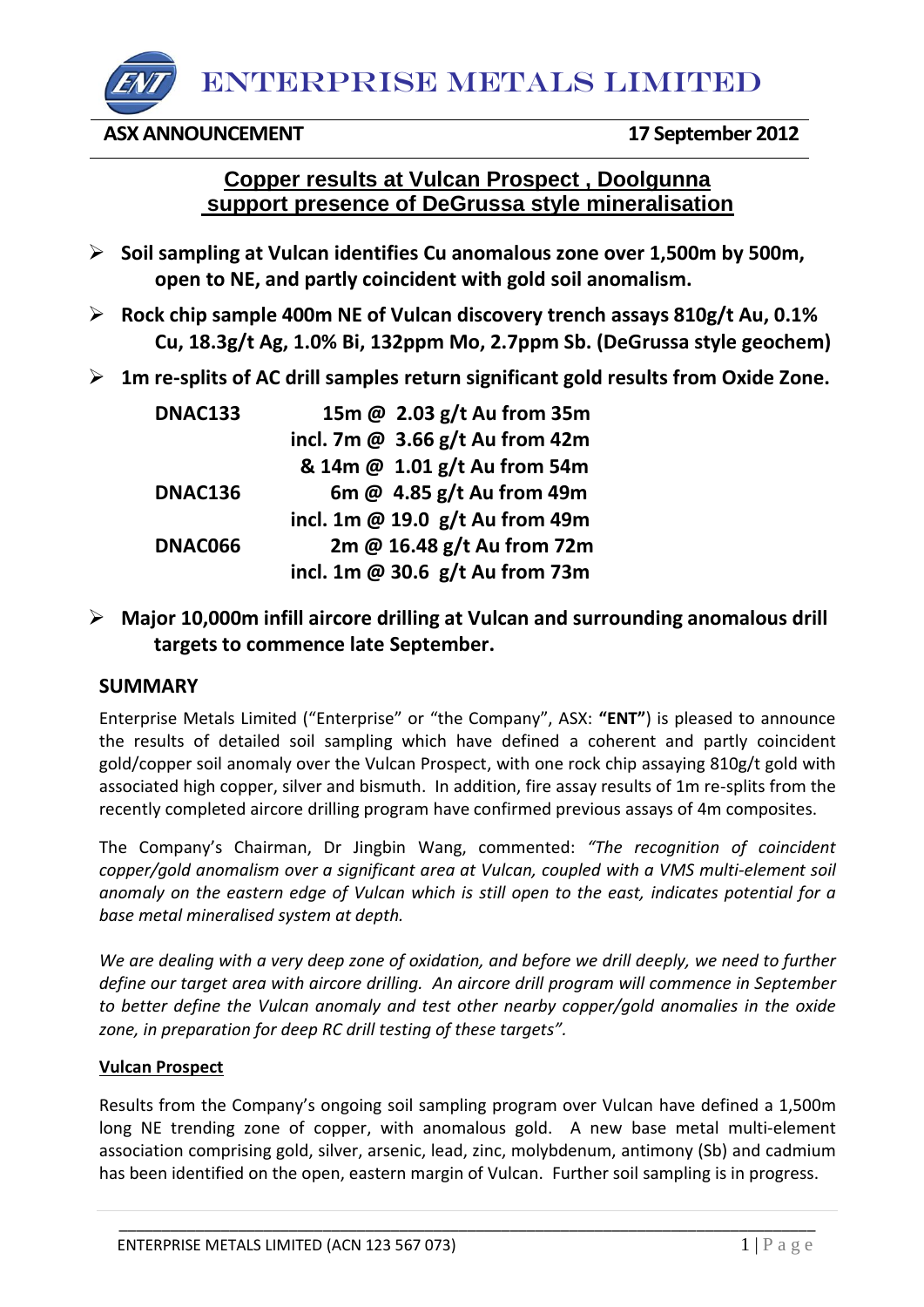# ENTERPRISE METALS LIMITED

**ASX ANNOUNCEMENT** **17 September 2012**

## Copper results at Vulcan Prospect , Doolgunna support presence of DeGrussa style mineralisation

- **Soil sampling at Vulcan identifies Cu anomalous zone over 1,500m by 500m, open to NE, and partly coincident with gold soil anomalism.**
- **Rock chip sample 400m NE of Vulcan discovery trench assays 810g/t Au, 0.1% Cu, 18.3g/t Ag, 1.0% Bi, 132ppm Mo, 2.7ppm Sb. (DeGrussa style geochem)**
- **1m re-splits of AC drill samples return significant gold results from Oxide Zone.**

| | |
|---|---|
| **DNAC133** | **15m @ 2.03 g/t Au from 35m** |
| | **incl. 7m @ 3.66 g/t Au from 42m** |
| | **& 14m @ 1.01 g/t Au from 54m** |
| **DNAC136** | **6m @ 4.85 g/t Au from 49m** |
| | **incl. 1m @ 19.0 g/t Au from 49m** |
| **DNAC066** | **2m @ 16.48 g/t Au from 72m** |
| | **incl. 1m @ 30.6 g/t Au from 73m** |

- **Major 10,000m infill aircore drilling at Vulcan and surrounding anomalous drill targets to commence late September.**

## SUMMARY

Enterprise Metals Limited ("Enterprise" or "the Company", ASX: **"ENT"**) is pleased to announce the results of detailed soil sampling which have defined a coherent and partly coincident gold/copper soil anomaly over the Vulcan Prospect, with one rock chip assaying 810g/t gold with associated high copper, silver and bismuth. In addition, fire assay results of 1m re-splits from the recently completed aircore drilling program have confirmed previous assays of 4m composites.

The Company's Chairman, Dr Jingbin Wang, commented: *"The recognition of coincident copper/gold anomalism over a significant area at Vulcan, coupled with a VMS multi-element soil anomaly on the eastern edge of Vulcan which is still open to the east, indicates potential for a base metal mineralised system at depth.*

*We are dealing with a very deep zone of oxidation, and before we drill deeply, we need to further define our target area with aircore drilling. An aircore drill program will commence in September to better define the Vulcan anomaly and test other nearby copper/gold anomalies in the oxide zone, in preparation for deep RC drill testing of these targets".*

### Vulcan Prospect

Results from the Company's ongoing soil sampling program over Vulcan have defined a 1,500m long NE trending zone of copper, with anomalous gold. A new base metal multi-element association comprising gold, silver, arsenic, lead, zinc, molybdenum, antimony (Sb) and cadmium has been identified on the open, eastern margin of Vulcan. Further soil sampling is in progress.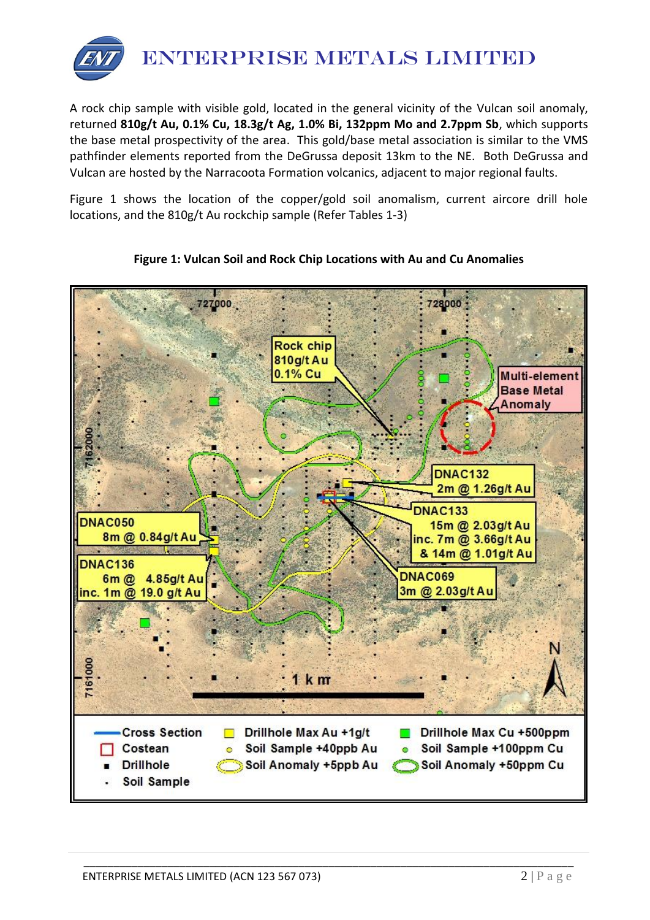A rock chip sample with visible gold, located in the general vicinity of the Vulcan soil anomaly, returned **810g/t Au, 0.1% Cu, 18.3g/t Ag, 1.0% Bi, 132ppm Mo and 2.7ppm Sb**, which supports the base metal prospectivity of the area. This gold/base metal association is similar to the VMS pathfinder elements reported from the DeGrussa deposit 13km to the NE. Both DeGrussa and Vulcan are hosted by the Narracoota Formation volcanics, adjacent to major regional faults.

Figure 1 shows the location of the copper/gold soil anomalism, current aircore drill hole locations, and the 810g/t Au rockchip sample (Refer Tables 1-3)

**Figure 1: Vulcan Soil and Rock Chip Locations with Au and Cu Anomalies**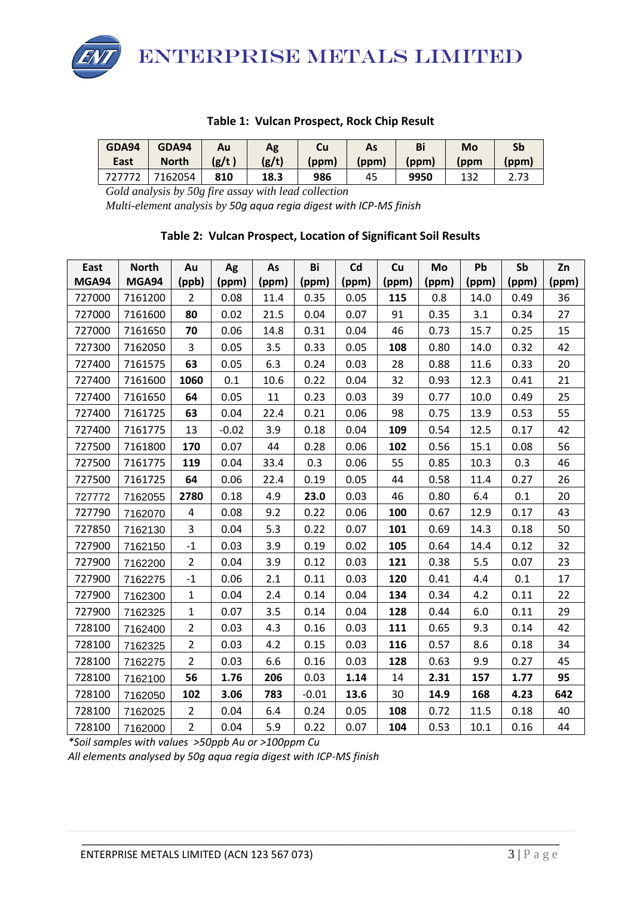**Table 1: Vulcan Prospect, Rock Chip Result**

| GDA94 East | GDA94 North | Au (g/t ) | Ag (g/t) | Cu (ppm) | As (ppm) | Bi (ppm) | Mo (ppm | Sb (ppm) |
|---|---|---|---|---|---|---|---|---|
| 727772 | 7162054 | **810** | **18.3** | **986** | 45 | **9950** | 132 | 2.73 |

*Gold analysis by 50g fire assay with lead collection*
*Multi-element analysis by 50g aqua regia digest with ICP-MS finish*

**Table 2: Vulcan Prospect, Location of Significant Soil Results**

| East MGA94 | North MGA94 | Au (ppb) | Ag (ppm) | As (ppm) | Bi (ppm) | Cd (ppm) | Cu (ppm) | Mo (ppm) | Pb (ppm) | Sb (ppm) | Zn (ppm) |
|---|---|---|---|---|---|---|---|---|---|---|---|
| 727000 | 7161200 | 2 | 0.08 | 11.4 | 0.35 | 0.05 | **115** | 0.8 | 14.0 | 0.49 | 36 |
| 727000 | 7161600 | **80** | 0.02 | 21.5 | 0.04 | 0.07 | 91 | 0.35 | 3.1 | 0.34 | 27 |
| 727000 | 7161650 | **70** | 0.06 | 14.8 | 0.31 | 0.04 | 46 | 0.73 | 15.7 | 0.25 | 15 |
| 727300 | 7162050 | 3 | 0.05 | 3.5 | 0.33 | 0.05 | **108** | 0.80 | 14.0 | 0.32 | 42 |
| 727400 | 7161575 | **63** | 0.05 | 6.3 | 0.24 | 0.03 | 28 | 0.88 | 11.6 | 0.33 | 20 |
| 727400 | 7161600 | **1060** | 0.1 | 10.6 | 0.22 | 0.04 | 32 | 0.93 | 12.3 | 0.41 | 21 |
| 727400 | 7161650 | **64** | 0.05 | 11 | 0.23 | 0.03 | 39 | 0.77 | 10.0 | 0.49 | 25 |
| 727400 | 7161725 | **63** | 0.04 | 22.4 | 0.21 | 0.06 | 98 | 0.75 | 13.9 | 0.53 | 55 |
| 727400 | 7161775 | 13 | -0.02 | 3.9 | 0.18 | 0.04 | **109** | 0.54 | 12.5 | 0.17 | 42 |
| 727500 | 7161800 | **170** | 0.07 | 44 | 0.28 | 0.06 | **102** | 0.56 | 15.1 | 0.08 | 56 |
| 727500 | 7161775 | **119** | 0.04 | 33.4 | 0.3 | 0.06 | 55 | 0.85 | 10.3 | 0.3 | 46 |
| 727500 | 7161725 | **64** | 0.06 | 22.4 | 0.19 | 0.05 | 44 | 0.58 | 11.4 | 0.27 | 26 |
| 727772 | 7162055 | **2780** | 0.18 | 4.9 | **23.0** | 0.03 | 46 | 0.80 | 6.4 | 0.1 | 20 |
| 727790 | 7162070 | 4 | 0.08 | 9.2 | 0.22 | 0.06 | **100** | 0.67 | 12.9 | 0.17 | 43 |
| 727850 | 7162130 | 3 | 0.04 | 5.3 | 0.22 | 0.07 | **101** | 0.69 | 14.3 | 0.18 | 50 |
| 727900 | 7162150 | -1 | 0.03 | 3.9 | 0.19 | 0.02 | **105** | 0.64 | 14.4 | 0.12 | 32 |
| 727900 | 7162200 | 2 | 0.04 | 3.9 | 0.12 | 0.03 | **121** | 0.38 | 5.5 | 0.07 | 23 |
| 727900 | 7162275 | -1 | 0.06 | 2.1 | 0.11 | 0.03 | **120** | 0.41 | 4.4 | 0.1 | 17 |
| 727900 | 7162300 | 1 | 0.04 | 2.4 | 0.14 | 0.04 | **134** | 0.34 | 4.2 | 0.11 | 22 |
| 727900 | 7162325 | 1 | 0.07 | 3.5 | 0.14 | 0.04 | **128** | 0.44 | 6.0 | 0.11 | 29 |
| 728100 | 7162400 | 2 | 0.03 | 4.3 | 0.16 | 0.03 | **111** | 0.65 | 9.3 | 0.14 | 42 |
| 728100 | 7162325 | 2 | 0.03 | 4.2 | 0.15 | 0.03 | **116** | 0.57 | 8.6 | 0.18 | 34 |
| 728100 | 7162275 | 2 | 0.03 | 6.6 | 0.16 | 0.03 | **128** | 0.63 | 9.9 | 0.27 | 45 |
| 728100 | 7162100 | **56** | **1.76** | **206** | 0.03 | **1.14** | 14 | **2.31** | **157** | **1.77** | **95** |
| 728100 | 7162050 | **102** | **3.06** | **783** | -0.01 | **13.6** | 30 | **14.9** | **168** | **4.23** | **642** |
| 728100 | 7162025 | 2 | 0.04 | 6.4 | 0.24 | 0.05 | **108** | 0.72 | 11.5 | 0.18 | 40 |
| 728100 | 7162000 | 2 | 0.04 | 5.9 | 0.22 | 0.07 | **104** | 0.53 | 10.1 | 0.16 | 44 |

*\*Soil samples with values >50ppb Au or >100ppm Cu*
*All elements analysed by 50g aqua regia digest with ICP-MS finish*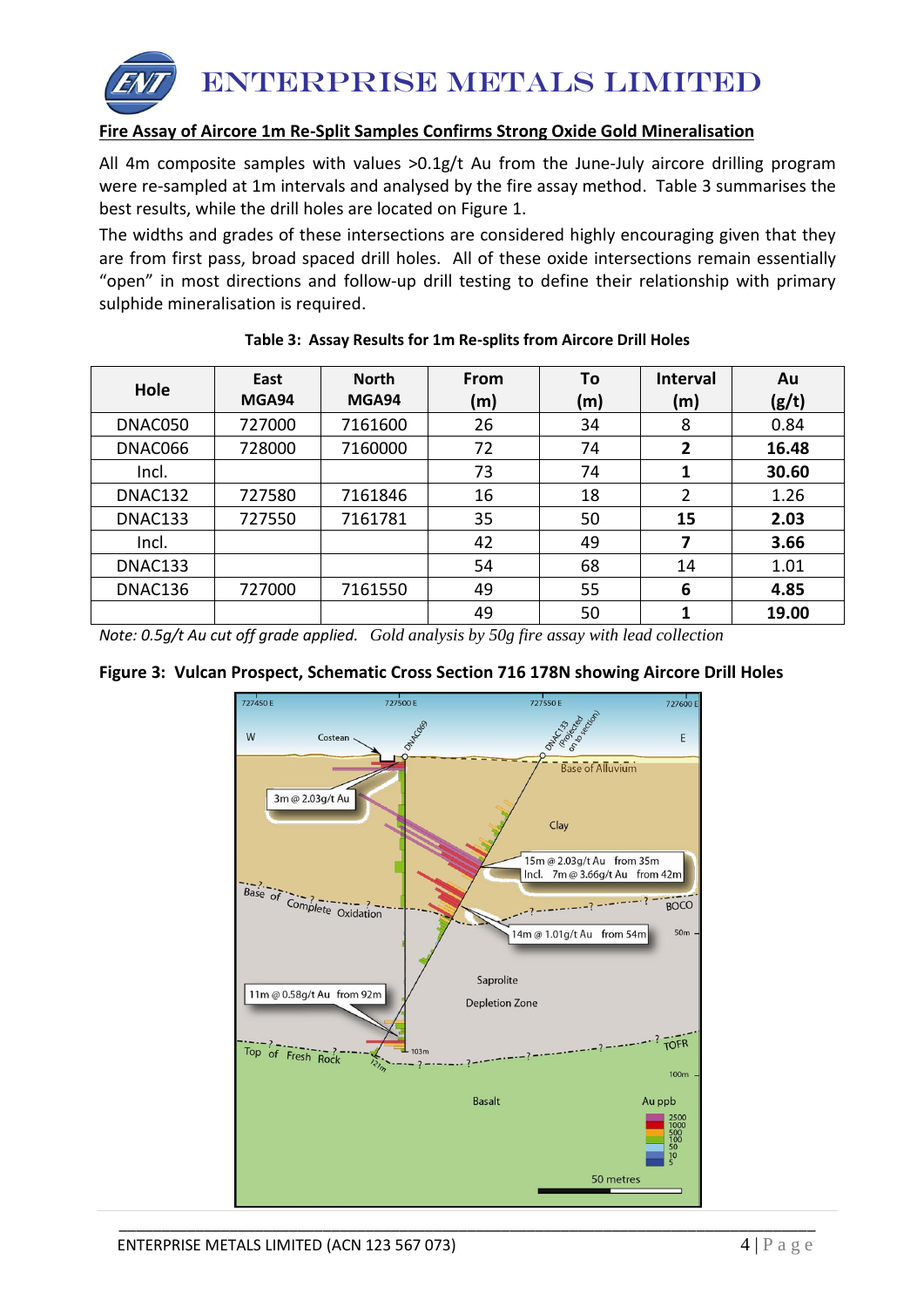## Fire Assay of Aircore 1m Re-Split Samples Confirms Strong Oxide Gold Mineralisation

All 4m composite samples with values >0.1g/t Au from the June-July aircore drilling program were re-sampled at 1m intervals and analysed by the fire assay method. Table 3 summarises the best results, while the drill holes are located on Figure 1.

The widths and grades of these intersections are considered highly encouraging given that they are from first pass, broad spaced drill holes. All of these oxide intersections remain essentially "open" in most directions and follow-up drill testing to define their relationship with primary sulphide mineralisation is required.

**Table 3: Assay Results for 1m Re-splits from Aircore Drill Holes**

| Hole | East MGA94 | North MGA94 | From (m) | To (m) | Interval (m) | Au (g/t) |
|---|---|---|---|---|---|---|
| DNAC050 | 727000 | 7161600 | 26 | 34 | 8 | 0.84 |
| DNAC066 | 728000 | 7160000 | 72 | 74 | **2** | **16.48** |
| Incl. | | | 73 | 74 | **1** | **30.60** |
| DNAC132 | 727580 | 7161846 | 16 | 18 | 2 | 1.26 |
| DNAC133 | 727550 | 7161781 | 35 | 50 | **15** | **2.03** |
| Incl. | | | 42 | 49 | **7** | **3.66** |
| DNAC133 | | | 54 | 68 | 14 | 1.01 |
| DNAC136 | 727000 | 7161550 | 49 | 55 | **6** | **4.85** |
| | | | 49 | 50 | **1** | **19.00** |

*Note: 0.5g/t Au cut off grade applied. Gold analysis by 50g fire assay with lead collection*

**Figure 3: Vulcan Prospect, Schematic Cross Section 716 178N showing Aircore Drill Holes**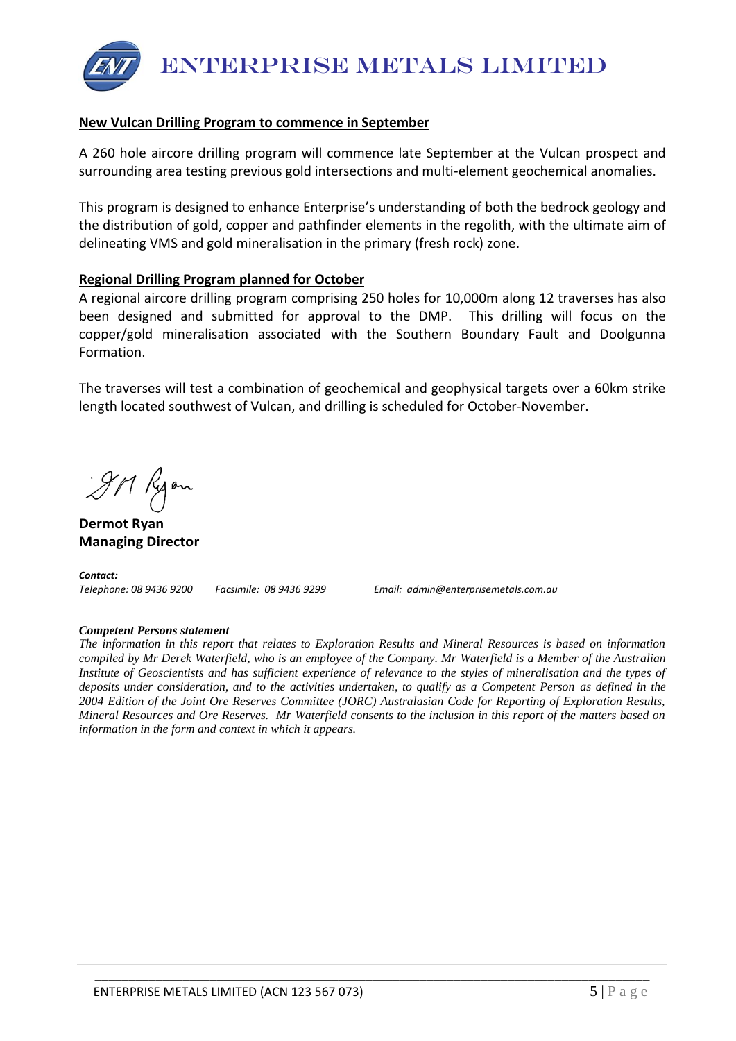**New Vulcan Drilling Program to commence in September**

A 260 hole aircore drilling program will commence late September at the Vulcan prospect and surrounding area testing previous gold intersections and multi-element geochemical anomalies.

This program is designed to enhance Enterprise's understanding of both the bedrock geology and the distribution of gold, copper and pathfinder elements in the regolith, with the ultimate aim of delineating VMS and gold mineralisation in the primary (fresh rock) zone.

**Regional Drilling Program planned for October**

A regional aircore drilling program comprising 250 holes for 10,000m along 12 traverses has also been designed and submitted for approval to the DMP. This drilling will focus on the copper/gold mineralisation associated with the Southern Boundary Fault and Doolgunna Formation.

The traverses will test a combination of geochemical and geophysical targets over a 60km strike length located southwest of Vulcan, and drilling is scheduled for October-November.

**Dermot Ryan**
**Managing Director**

***Contact:***
*Telephone: 08 9436 9200* *Facsimile: 08 9436 9299* *Email: admin@enterprisemetals.com.au*

***Competent Persons statement***

*The information in this report that relates to Exploration Results and Mineral Resources is based on information compiled by Mr Derek Waterfield, who is an employee of the Company. Mr Waterfield is a Member of the Australian Institute of Geoscientists and has sufficient experience of relevance to the styles of mineralisation and the types of deposits under consideration, and to the activities undertaken, to qualify as a Competent Person as defined in the 2004 Edition of the Joint Ore Reserves Committee (JORC) Australasian Code for Reporting of Exploration Results, Mineral Resources and Ore Reserves. Mr Waterfield consents to the inclusion in this report of the matters based on information in the form and context in which it appears.*